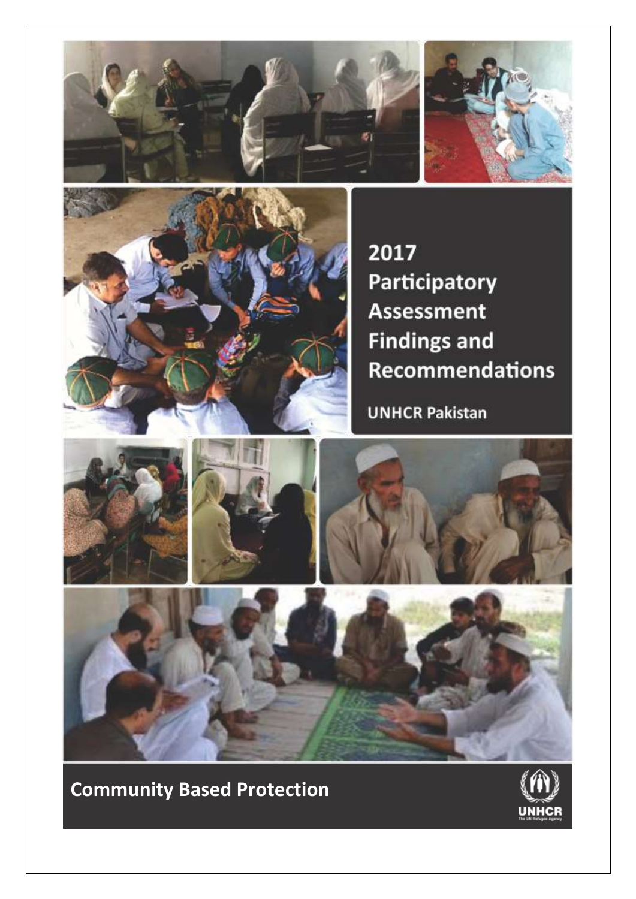# 2017 Participatory Assessment Findings and Recommendations

UNHCR Pakistan

## Community Based Protection

UNHCR
The UN Refugee Agency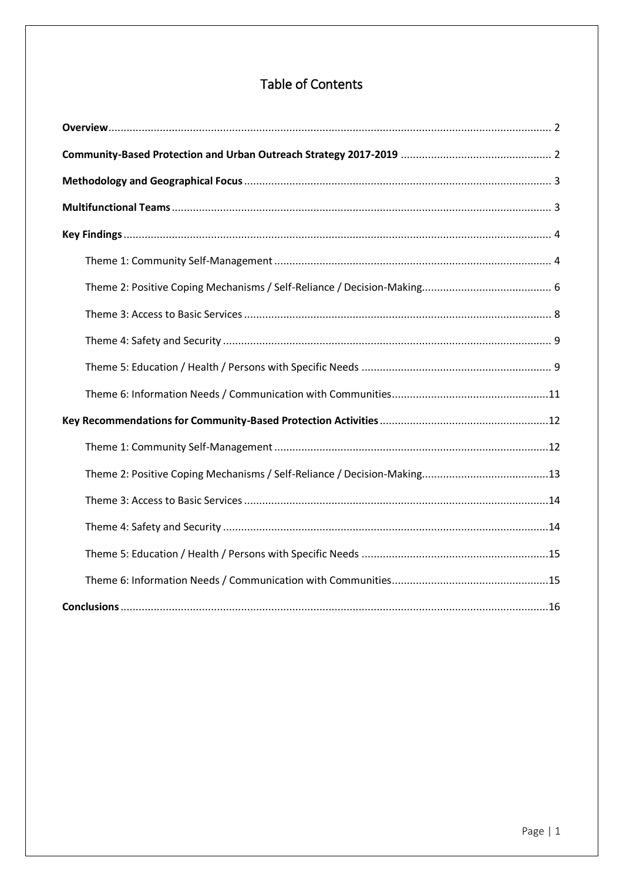# Table of Contents

**Overview** .......... 2

**Community-Based Protection and Urban Outreach Strategy 2017-2019** .......... 2

**Methodology and Geographical Focus** .......... 3

**Multifunctional Teams** .......... 3

**Key Findings** .......... 4

- Theme 1: Community Self-Management .......... 4
- Theme 2: Positive Coping Mechanisms / Self-Reliance / Decision-Making .......... 6
- Theme 3: Access to Basic Services .......... 8
- Theme 4: Safety and Security .......... 9
- Theme 5: Education / Health / Persons with Specific Needs .......... 9
- Theme 6: Information Needs / Communication with Communities .......... 11

**Key Recommendations for Community-Based Protection Activities** .......... 12

- Theme 1: Community Self-Management .......... 12
- Theme 2: Positive Coping Mechanisms / Self-Reliance / Decision-Making .......... 13
- Theme 3: Access to Basic Services .......... 14
- Theme 4: Safety and Security .......... 14
- Theme 5: Education / Health / Persons with Specific Needs .......... 15
- Theme 6: Information Needs / Communication with Communities .......... 15

**Conclusions** .......... 16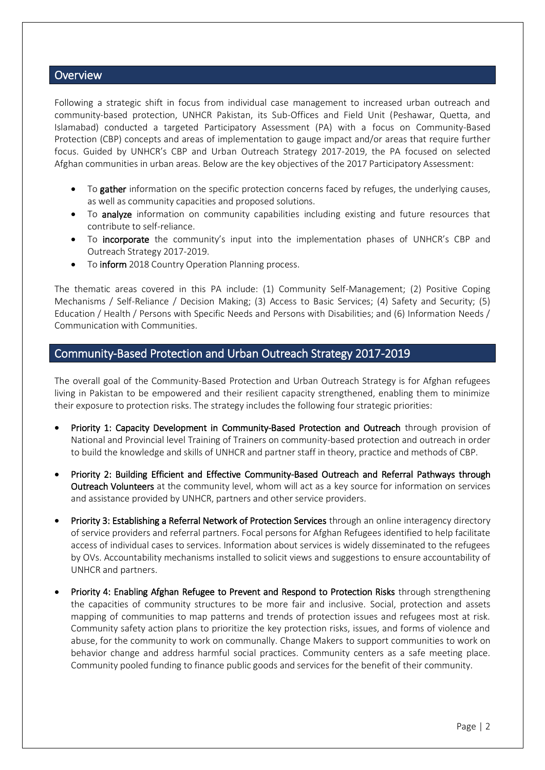## Overview

Following a strategic shift in focus from individual case management to increased urban outreach and community-based protection, UNHCR Pakistan, its Sub-Offices and Field Unit (Peshawar, Quetta, and Islamabad) conducted a targeted Participatory Assessment (PA) with a focus on Community-Based Protection (CBP) concepts and areas of implementation to gauge impact and/or areas that require further focus. Guided by UNHCR's CBP and Urban Outreach Strategy 2017-2019, the PA focused on selected Afghan communities in urban areas. Below are the key objectives of the 2017 Participatory Assessment:

- To **gather** information on the specific protection concerns faced by refuges, the underlying causes, as well as community capacities and proposed solutions.
- To **analyze** information on community capabilities including existing and future resources that contribute to self-reliance.
- To **incorporate** the community's input into the implementation phases of UNHCR's CBP and Outreach Strategy 2017-2019.
- To **inform** 2018 Country Operation Planning process.

The thematic areas covered in this PA include: (1) Community Self-Management; (2) Positive Coping Mechanisms / Self-Reliance / Decision Making; (3) Access to Basic Services; (4) Safety and Security; (5) Education / Health / Persons with Specific Needs and Persons with Disabilities; and (6) Information Needs / Communication with Communities.

## Community-Based Protection and Urban Outreach Strategy 2017-2019

The overall goal of the Community-Based Protection and Urban Outreach Strategy is for Afghan refugees living in Pakistan to be empowered and their resilient capacity strengthened, enabling them to minimize their exposure to protection risks. The strategy includes the following four strategic priorities:

- **Priority 1: Capacity Development in Community-Based Protection and Outreach** through provision of National and Provincial level Training of Trainers on community-based protection and outreach in order to build the knowledge and skills of UNHCR and partner staff in theory, practice and methods of CBP.
- **Priority 2: Building Efficient and Effective Community-Based Outreach and Referral Pathways through Outreach Volunteers** at the community level, whom will act as a key source for information on services and assistance provided by UNHCR, partners and other service providers.
- **Priority 3: Establishing a Referral Network of Protection Services** through an online interagency directory of service providers and referral partners. Focal persons for Afghan Refugees identified to help facilitate access of individual cases to services. Information about services is widely disseminated to the refugees by OVs. Accountability mechanisms installed to solicit views and suggestions to ensure accountability of UNHCR and partners.
- **Priority 4: Enabling Afghan Refugee to Prevent and Respond to Protection Risks** through strengthening the capacities of community structures to be more fair and inclusive. Social, protection and assets mapping of communities to map patterns and trends of protection issues and refugees most at risk. Community safety action plans to prioritize the key protection risks, issues, and forms of violence and abuse, for the community to work on communally. Change Makers to support communities to work on behavior change and address harmful social practices. Community centers as a safe meeting place. Community pooled funding to finance public goods and services for the benefit of their community.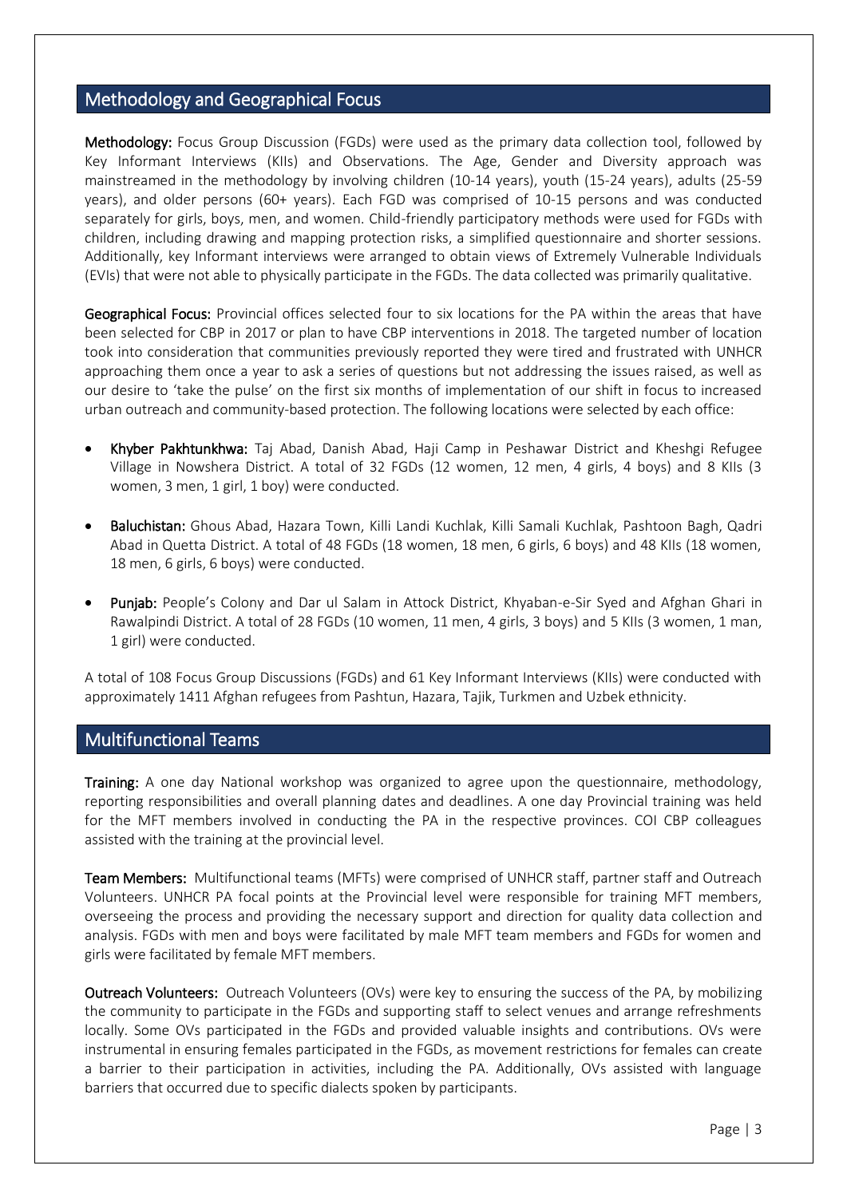## Methodology and Geographical Focus

**Methodology:** Focus Group Discussion (FGDs) were used as the primary data collection tool, followed by Key Informant Interviews (KIIs) and Observations. The Age, Gender and Diversity approach was mainstreamed in the methodology by involving children (10-14 years), youth (15-24 years), adults (25-59 years), and older persons (60+ years). Each FGD was comprised of 10-15 persons and was conducted separately for girls, boys, men, and women. Child-friendly participatory methods were used for FGDs with children, including drawing and mapping protection risks, a simplified questionnaire and shorter sessions. Additionally, key Informant interviews were arranged to obtain views of Extremely Vulnerable Individuals (EVIs) that were not able to physically participate in the FGDs. The data collected was primarily qualitative.

**Geographical Focus:** Provincial offices selected four to six locations for the PA within the areas that have been selected for CBP in 2017 or plan to have CBP interventions in 2018. The targeted number of location took into consideration that communities previously reported they were tired and frustrated with UNHCR approaching them once a year to ask a series of questions but not addressing the issues raised, as well as our desire to 'take the pulse' on the first six months of implementation of our shift in focus to increased urban outreach and community-based protection. The following locations were selected by each office:

- **Khyber Pakhtunkhwa:** Taj Abad, Danish Abad, Haji Camp in Peshawar District and Kheshgi Refugee Village in Nowshera District. A total of 32 FGDs (12 women, 12 men, 4 girls, 4 boys) and 8 KIIs (3 women, 3 men, 1 girl, 1 boy) were conducted.
- **Baluchistan:** Ghous Abad, Hazara Town, Killi Landi Kuchlak, Killi Samali Kuchlak, Pashtoon Bagh, Qadri Abad in Quetta District. A total of 48 FGDs (18 women, 18 men, 6 girls, 6 boys) and 48 KIIs (18 women, 18 men, 6 girls, 6 boys) were conducted.
- **Punjab:** People's Colony and Dar ul Salam in Attock District, Khyaban-e-Sir Syed and Afghan Ghari in Rawalpindi District. A total of 28 FGDs (10 women, 11 men, 4 girls, 3 boys) and 5 KIIs (3 women, 1 man, 1 girl) were conducted.

A total of 108 Focus Group Discussions (FGDs) and 61 Key Informant Interviews (KIIs) were conducted with approximately 1411 Afghan refugees from Pashtun, Hazara, Tajik, Turkmen and Uzbek ethnicity.

## Multifunctional Teams

**Training:** A one day National workshop was organized to agree upon the questionnaire, methodology, reporting responsibilities and overall planning dates and deadlines. A one day Provincial training was held for the MFT members involved in conducting the PA in the respective provinces. COI CBP colleagues assisted with the training at the provincial level.

**Team Members:** Multifunctional teams (MFTs) were comprised of UNHCR staff, partner staff and Outreach Volunteers. UNHCR PA focal points at the Provincial level were responsible for training MFT members, overseeing the process and providing the necessary support and direction for quality data collection and analysis. FGDs with men and boys were facilitated by male MFT team members and FGDs for women and girls were facilitated by female MFT members.

**Outreach Volunteers:** Outreach Volunteers (OVs) were key to ensuring the success of the PA, by mobilizing the community to participate in the FGDs and supporting staff to select venues and arrange refreshments locally. Some OVs participated in the FGDs and provided valuable insights and contributions. OVs were instrumental in ensuring females participated in the FGDs, as movement restrictions for females can create a barrier to their participation in activities, including the PA. Additionally, OVs assisted with language barriers that occurred due to specific dialects spoken by participants.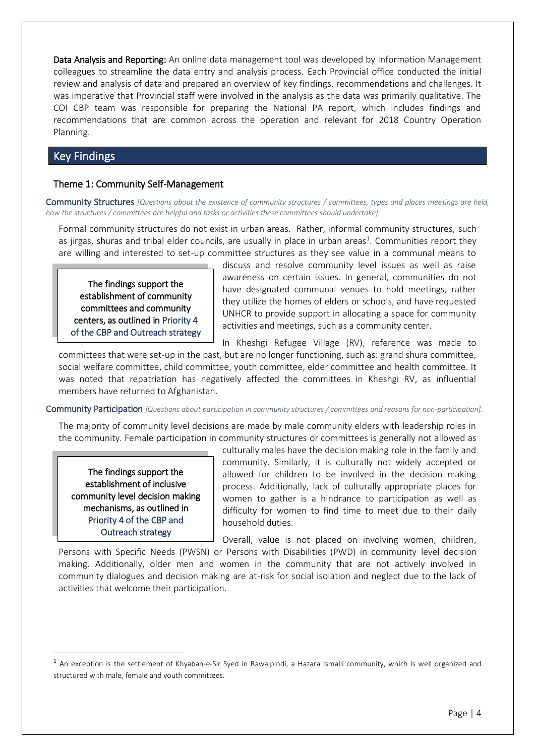**Data Analysis and Reporting:** An online data management tool was developed by Information Management colleagues to streamline the data entry and analysis process. Each Provincial office conducted the initial review and analysis of data and prepared an overview of key findings, recommendations and challenges. It was imperative that Provincial staff were involved in the analysis as the data was primarily qualitative. The COI CBP team was responsible for preparing the National PA report, which includes findings and recommendations that are common across the operation and relevant for 2018 Country Operation Planning.

## Key Findings

### Theme 1: Community Self-Management

**Community Structures** *[Questions about the existence of community structures / committees, types and places meetings are held, how the structures / committees are helpful and tasks or activities these committees should undertake].*

Formal community structures do not exist in urban areas. Rather, informal community structures, such as jirgas, shuras and tribal elder councils, are usually in place in urban areas[1]. Communities report they are willing and interested to set-up committee structures as they see value in a communal means to discuss and resolve community level issues as well as raise awareness on certain issues. In general, communities do not have designated communal venues to hold meetings, rather they utilize the homes of elders or schools, and have requested UNHCR to provide support in allocating a space for community activities and meetings, such as a community center.

> The findings support the establishment of community committees and community centers, as outlined in Priority 4 of the CBP and Outreach strategy

In Kheshgi Refugee Village (RV), reference was made to committees that were set-up in the past, but are no longer functioning, such as: grand shura committee, social welfare committee, child committee, youth committee, elder committee and health committee. It was noted that repatriation has negatively affected the committees in Kheshgi RV, as influential members have returned to Afghanistan.

**Community Participation** *[Questions about participation in community structures / committees and reasons for non-participation].*

The majority of community level decisions are made by male community elders with leadership roles in the community. Female participation in community structures or committees is generally not allowed as culturally males have the decision making role in the family and community. Similarly, it is culturally not widely accepted or allowed for children to be involved in the decision making process. Additionally, lack of culturally appropriate places for women to gather is a hindrance to participation as well as difficulty for women to find time to meet due to their daily household duties.

> The findings support the establishment of inclusive community level decision making mechanisms, as outlined in Priority 4 of the CBP and Outreach strategy

Overall, value is not placed on involving women, children, Persons with Specific Needs (PWSN) or Persons with Disabilities (PWD) in community level decision making. Additionally, older men and women in the community that are not actively involved in community dialogues and decision making are at-risk for social isolation and neglect due to the lack of activities that welcome their participation.

[1] An exception is the settlement of Khyaban-e-Sir Syed in Rawalpindi, a Hazara Ismaili community, which is well organized and structured with male, female and youth committees.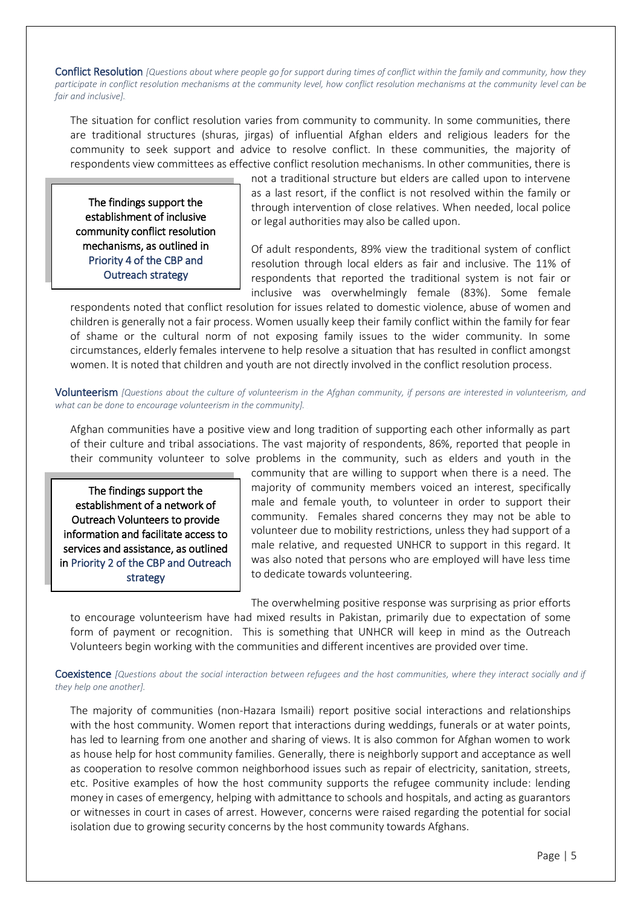**Conflict Resolution** *[Questions about where people go for support during times of conflict within the family and community, how they participate in conflict resolution mechanisms at the community level, how conflict resolution mechanisms at the community level can be fair and inclusive].*

The situation for conflict resolution varies from community to community. In some communities, there are traditional structures (shuras, jirgas) of influential Afghan elders and religious leaders for the community to seek support and advice to resolve conflict. In these communities, the majority of respondents view committees as effective conflict resolution mechanisms. In other communities, there is not a traditional structure but elders are called upon to intervene as a last resort, if the conflict is not resolved within the family or through intervention of close relatives. When needed, local police or legal authorities may also be called upon.

> The findings support the establishment of inclusive community conflict resolution mechanisms, as outlined in Priority 4 of the CBP and Outreach strategy

Of adult respondents, 89% view the traditional system of conflict resolution through local elders as fair and inclusive. The 11% of respondents that reported the traditional system is not fair or inclusive was overwhelmingly female (83%). Some female respondents noted that conflict resolution for issues related to domestic violence, abuse of women and children is generally not a fair process. Women usually keep their family conflict within the family for fear of shame or the cultural norm of not exposing family issues to the wider community. In some circumstances, elderly females intervene to help resolve a situation that has resulted in conflict amongst women. It is noted that children and youth are not directly involved in the conflict resolution process.

**Volunteerism** *[Questions about the culture of volunteerism in the Afghan community, if persons are interested in volunteerism, and what can be done to encourage volunteerism in the community].*

Afghan communities have a positive view and long tradition of supporting each other informally as part of their culture and tribal associations. The vast majority of respondents, 86%, reported that people in their community volunteer to solve problems in the community, such as elders and youth in the community that are willing to support when there is a need. The majority of community members voiced an interest, specifically male and female youth, to volunteer in order to support their community. Females shared concerns they may not be able to volunteer due to mobility restrictions, unless they had support of a male relative, and requested UNHCR to support in this regard. It was also noted that persons who are employed will have less time to dedicate towards volunteering.

> The findings support the establishment of a network of Outreach Volunteers to provide information and facilitate access to services and assistance, as outlined in Priority 2 of the CBP and Outreach strategy

The overwhelming positive response was surprising as prior efforts to encourage volunteerism have had mixed results in Pakistan, primarily due to expectation of some form of payment or recognition. This is something that UNHCR will keep in mind as the Outreach Volunteers begin working with the communities and different incentives are provided over time.

**Coexistence** *[Questions about the social interaction between refugees and the host communities, where they interact socially and if they help one another].*

The majority of communities (non-Hazara Ismaili) report positive social interactions and relationships with the host community. Women report that interactions during weddings, funerals or at water points, has led to learning from one another and sharing of views. It is also common for Afghan women to work as house help for host community families. Generally, there is neighborly support and acceptance as well as cooperation to resolve common neighborhood issues such as repair of electricity, sanitation, streets, etc. Positive examples of how the host community supports the refugee community include: lending money in cases of emergency, helping with admittance to schools and hospitals, and acting as guarantors or witnesses in court in cases of arrest. However, concerns were raised regarding the potential for social isolation due to growing security concerns by the host community towards Afghans.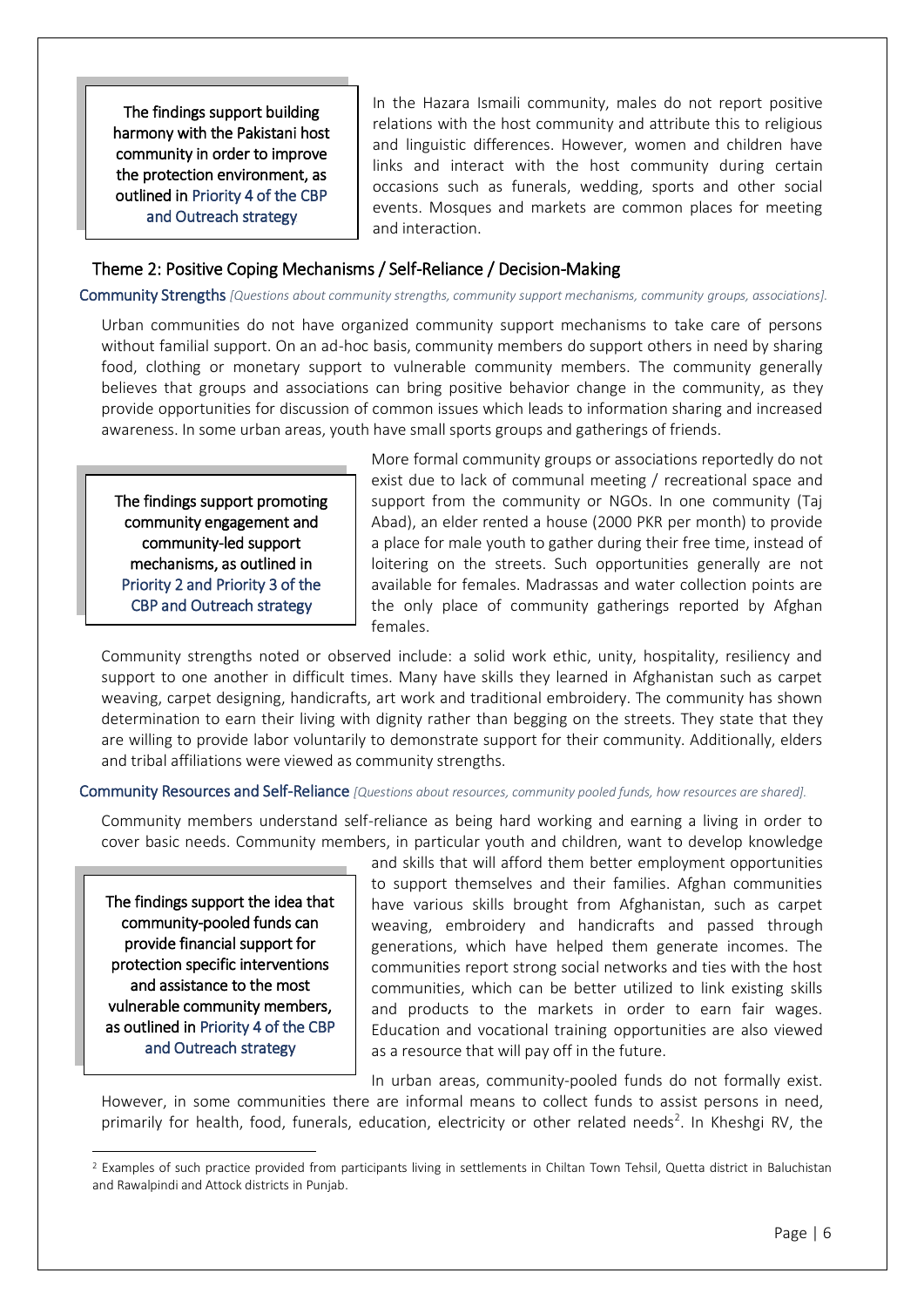> The findings support building harmony with the Pakistani host community in order to improve the protection environment, as outlined in Priority 4 of the CBP and Outreach strategy

In the Hazara Ismaili community, males do not report positive relations with the host community and attribute this to religious and linguistic differences. However, women and children have links and interact with the host community during certain occasions such as funerals, wedding, sports and other social events. Mosques and markets are common places for meeting and interaction.

## Theme 2: Positive Coping Mechanisms / Self-Reliance / Decision-Making

**Community Strengths** *[Questions about community strengths, community support mechanisms, community groups, associations].*

Urban communities do not have organized community support mechanisms to take care of persons without familial support. On an ad-hoc basis, community members do support others in need by sharing food, clothing or monetary support to vulnerable community members. The community generally believes that groups and associations can bring positive behavior change in the community, as they provide opportunities for discussion of common issues which leads to information sharing and increased awareness. In some urban areas, youth have small sports groups and gatherings of friends.

> The findings support promoting community engagement and community-led support mechanisms, as outlined in Priority 2 and Priority 3 of the CBP and Outreach strategy

More formal community groups or associations reportedly do not exist due to lack of communal meeting / recreational space and support from the community or NGOs. In one community (Taj Abad), an elder rented a house (2000 PKR per month) to provide a place for male youth to gather during their free time, instead of loitering on the streets. Such opportunities generally are not available for females. Madrassas and water collection points are the only place of community gatherings reported by Afghan females.

Community strengths noted or observed include: a solid work ethic, unity, hospitality, resiliency and support to one another in difficult times. Many have skills they learned in Afghanistan such as carpet weaving, carpet designing, handicrafts, art work and traditional embroidery. The community has shown determination to earn their living with dignity rather than begging on the streets. They state that they are willing to provide labor voluntarily to demonstrate support for their community. Additionally, elders and tribal affiliations were viewed as community strengths.

**Community Resources and Self-Reliance** *[Questions about resources, community pooled funds, how resources are shared].*

Community members understand self-reliance as being hard working and earning a living in order to cover basic needs. Community members, in particular youth and children, want to develop knowledge and skills that will afford them better employment opportunities to support themselves and their families. Afghan communities have various skills brought from Afghanistan, such as carpet weaving, embroidery and handicrafts and passed through generations, which have helped them generate incomes. The communities report strong social networks and ties with the host communities, which can be better utilized to link existing skills and products to the markets in order to earn fair wages. Education and vocational training opportunities are also viewed as a resource that will pay off in the future.

> The findings support the idea that community-pooled funds can provide financial support for protection specific interventions and assistance to the most vulnerable community members, as outlined in Priority 4 of the CBP and Outreach strategy

In urban areas, community-pooled funds do not formally exist. However, in some communities there are informal means to collect funds to assist persons in need, primarily for health, food, funerals, education, electricity or other related needs[2]. In Kheshgi RV, the

[2] Examples of such practice provided from participants living in settlements in Chiltan Town Tehsil, Quetta district in Baluchistan and Rawalpindi and Attock districts in Punjab.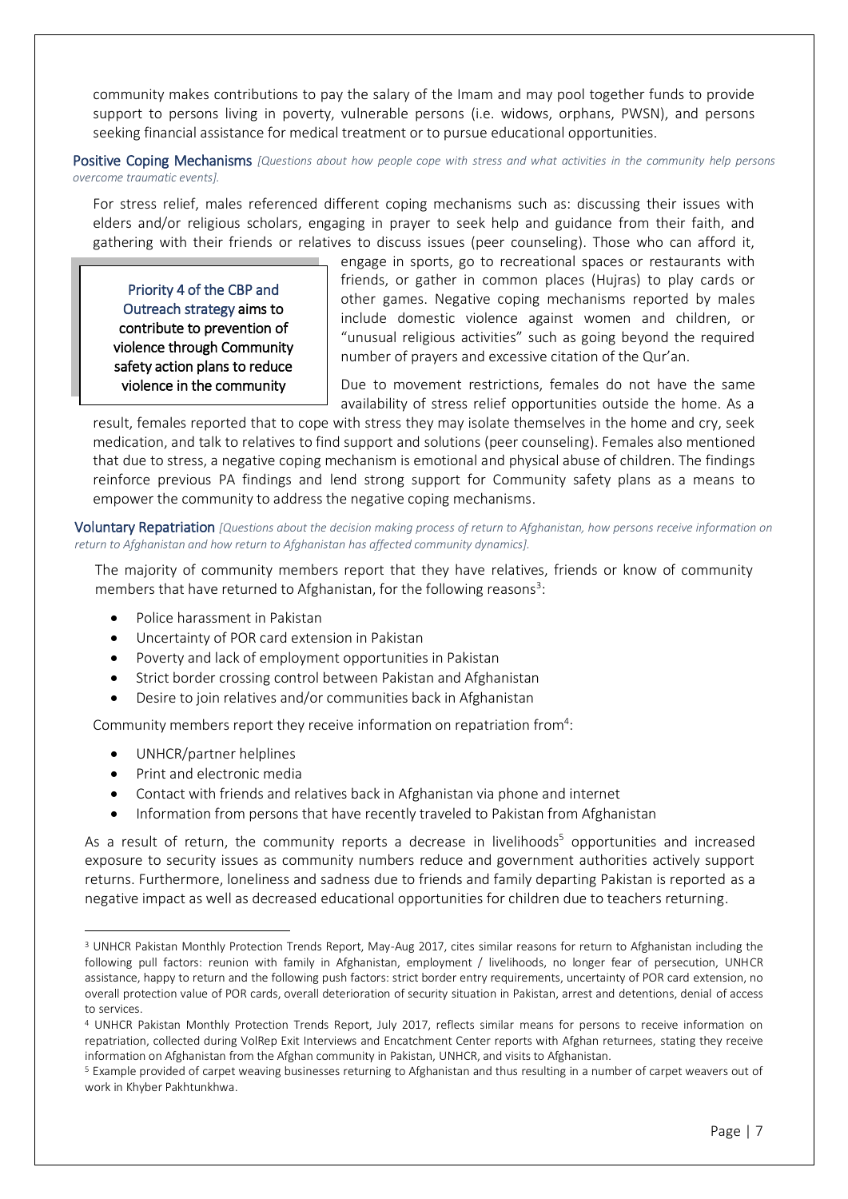community makes contributions to pay the salary of the Imam and may pool together funds to provide support to persons living in poverty, vulnerable persons (i.e. widows, orphans, PWSN), and persons seeking financial assistance for medical treatment or to pursue educational opportunities.

**Positive Coping Mechanisms** *[Questions about how people cope with stress and what activities in the community help persons overcome traumatic events].*

For stress relief, males referenced different coping mechanisms such as: discussing their issues with elders and/or religious scholars, engaging in prayer to seek help and guidance from their faith, and gathering with their friends or relatives to discuss issues (peer counseling). Those who can afford it, engage in sports, go to recreational spaces or restaurants with friends, or gather in common places (Hujras) to play cards or other games. Negative coping mechanisms reported by males include domestic violence against women and children, or "unusual religious activities" such as going beyond the required number of prayers and excessive citation of the Qur'an.

> Priority 4 of the CBP and Outreach strategy aims to contribute to prevention of violence through Community safety action plans to reduce violence in the community

Due to movement restrictions, females do not have the same availability of stress relief opportunities outside the home. As a result, females reported that to cope with stress they may isolate themselves in the home and cry, seek medication, and talk to relatives to find support and solutions (peer counseling). Females also mentioned that due to stress, a negative coping mechanism is emotional and physical abuse of children. The findings reinforce previous PA findings and lend strong support for Community safety plans as a means to empower the community to address the negative coping mechanisms.

**Voluntary Repatriation** *[Questions about the decision making process of return to Afghanistan, how persons receive information on return to Afghanistan and how return to Afghanistan has affected community dynamics].*

The majority of community members report that they have relatives, friends or know of community members that have returned to Afghanistan, for the following reasons[3]:

- Police harassment in Pakistan
- Uncertainty of POR card extension in Pakistan
- Poverty and lack of employment opportunities in Pakistan
- Strict border crossing control between Pakistan and Afghanistan
- Desire to join relatives and/or communities back in Afghanistan

Community members report they receive information on repatriation from[4]:

- UNHCR/partner helplines
- Print and electronic media
- Contact with friends and relatives back in Afghanistan via phone and internet
- Information from persons that have recently traveled to Pakistan from Afghanistan

As a result of return, the community reports a decrease in livelihoods[5] opportunities and increased exposure to security issues as community numbers reduce and government authorities actively support returns. Furthermore, loneliness and sadness due to friends and family departing Pakistan is reported as a negative impact as well as decreased educational opportunities for children due to teachers returning.

---

[3] UNHCR Pakistan Monthly Protection Trends Report, May-Aug 2017, cites similar reasons for return to Afghanistan including the following pull factors: reunion with family in Afghanistan, employment / livelihoods, no longer fear of persecution, UNHCR assistance, happy to return and the following push factors: strict border entry requirements, uncertainty of POR card extension, no overall protection value of POR cards, overall deterioration of security situation in Pakistan, arrest and detentions, denial of access to services.

[4] UNHCR Pakistan Monthly Protection Trends Report, July 2017, reflects similar means for persons to receive information on repatriation, collected during VolRep Exit Interviews and Encatchment Center reports with Afghan returnees, stating they receive information on Afghanistan from the Afghan community in Pakistan, UNHCR, and visits to Afghanistan.

[5] Example provided of carpet weaving businesses returning to Afghanistan and thus resulting in a number of carpet weavers out of work in Khyber Pakhtunkhwa.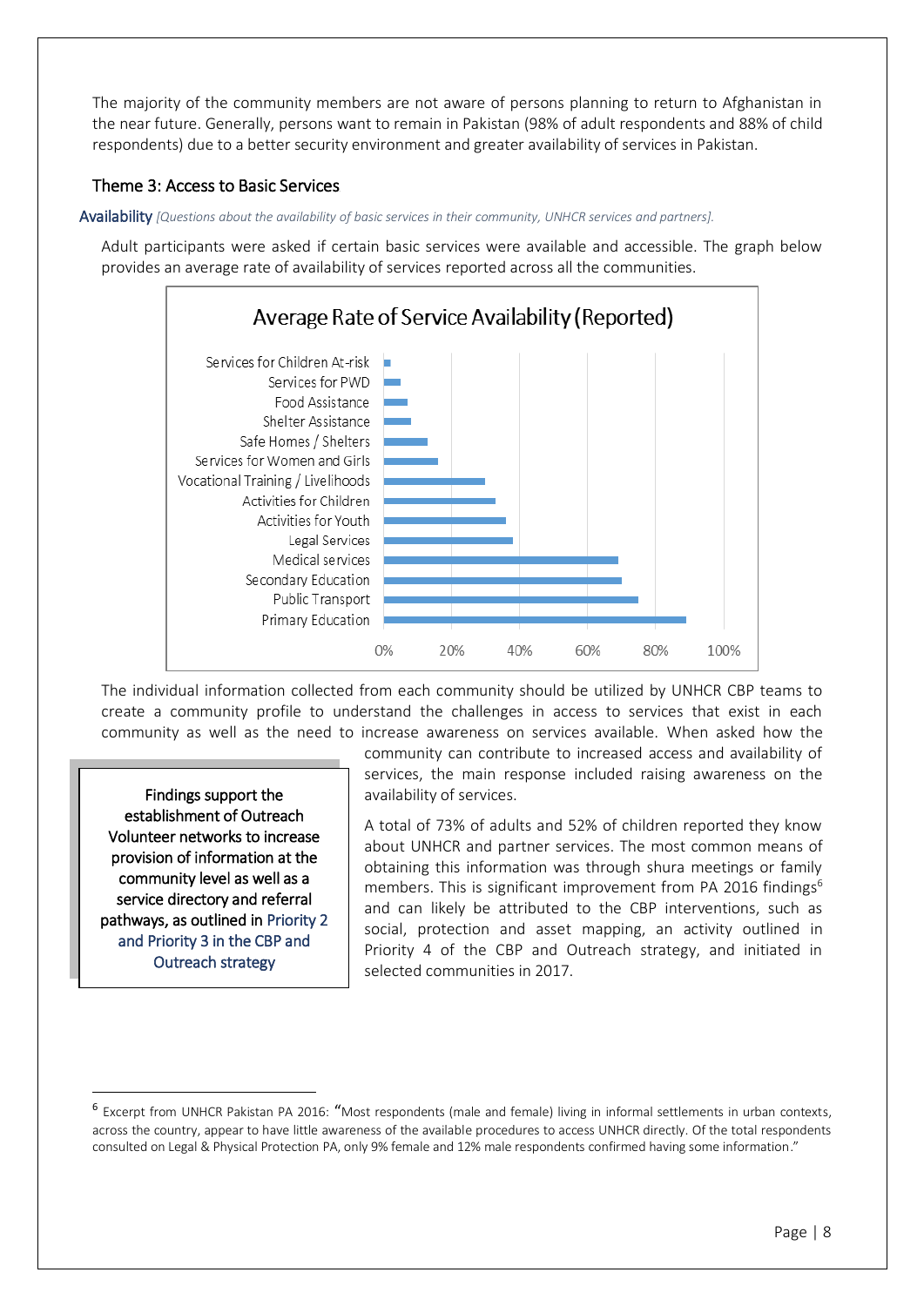The majority of the community members are not aware of persons planning to return to Afghanistan in the near future. Generally, persons want to remain in Pakistan (98% of adult respondents and 88% of child respondents) due to a better security environment and greater availability of services in Pakistan.

### Theme 3: Access to Basic Services

**Availability** *[Questions about the availability of basic services in their community, UNHCR services and partners].*

Adult participants were asked if certain basic services were available and accessible. The graph below provides an average rate of availability of services reported across all the communities.

Average Rate of Service Availability (Reported)

Services for Children At-risk
Services for PWD
Food Assistance
Shelter Assistance
Safe Homes / Shelters
Services for Women and Girls
Vocational Training / Livelihoods
Activities for Children
Activities for Youth
Legal Services
Medical services
Secondary Education
Public Transport
Primary Education

0% 20% 40% 60% 80% 100%

The individual information collected from each community should be utilized by UNHCR CBP teams to create a community profile to understand the challenges in access to services that exist in each community as well as the need to increase awareness on services available. When asked how the community can contribute to increased access and availability of services, the main response included raising awareness on the availability of services.

> Findings support the establishment of Outreach Volunteer networks to increase provision of information at the community level as well as a service directory and referral pathways, as outlined in Priority 2 and Priority 3 in the CBP and Outreach strategy

A total of 73% of adults and 52% of children reported they know about UNHCR and partner services. The most common means of obtaining this information was through shura meetings or family members. This is significant improvement from PA 2016 findings[6] and can likely be attributed to the CBP interventions, such as social, protection and asset mapping, an activity outlined in Priority 4 of the CBP and Outreach strategy, and initiated in selected communities in 2017.

[6] Excerpt from UNHCR Pakistan PA 2016: "Most respondents (male and female) living in informal settlements in urban contexts, across the country, appear to have little awareness of the available procedures to access UNHCR directly. Of the total respondents consulted on Legal & Physical Protection PA, only 9% female and 12% male respondents confirmed having some information."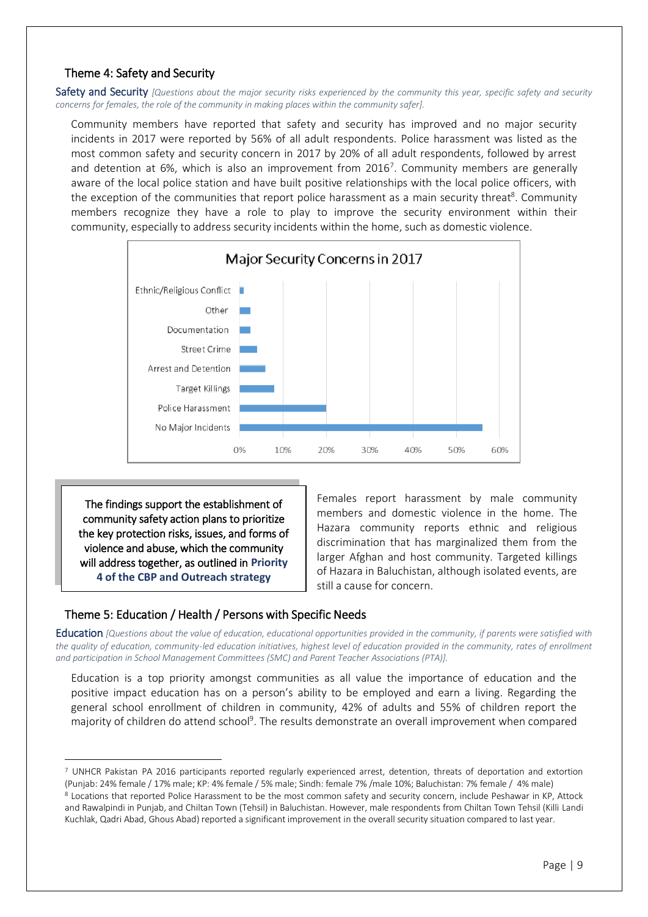## Theme 4: Safety and Security

**Safety and Security** *[Questions about the major security risks experienced by the community this year, specific safety and security concerns for females, the role of the community in making places within the community safer].*

Community members have reported that safety and security has improved and no major security incidents in 2017 were reported by 56% of all adult respondents. Police harassment was listed as the most common safety and security concern in 2017 by 20% of all adult respondents, followed by arrest and detention at 6%, which is also an improvement from 2016[7]. Community members are generally aware of the local police station and have built positive relationships with the local police officers, with the exception of the communities that report police harassment as a main security threat[8]. Community members recognize they have a role to play to improve the security environment within their community, especially to address security incidents within the home, such as domestic violence.

**Major Security Concerns in 2017**

Ethnic/Religious Conflict
Other
Documentation
Street Crime
Arrest and Detention
Target Killings
Police Harassment
No Major Incidents

0% 10% 20% 30% 40% 50% 60%

> The findings support the establishment of community safety action plans to prioritize the key protection risks, issues, and forms of violence and abuse, which the community will address together, as outlined in **Priority 4 of the CBP and Outreach strategy**

Females report harassment by male community members and domestic violence in the home. The Hazara community reports ethnic and religious discrimination that has marginalized them from the larger Afghan and host community. Targeted killings of Hazara in Baluchistan, although isolated events, are still a cause for concern.

## Theme 5: Education / Health / Persons with Specific Needs

**Education** *[Questions about the value of education, educational opportunities provided in the community, if parents were satisfied with the quality of education, community-led education initiatives, highest level of education provided in the community, rates of enrollment and participation in School Management Committees (SMC) and Parent Teacher Associations (PTA)].*

Education is a top priority amongst communities as all value the importance of education and the positive impact education has on a person's ability to be employed and earn a living. Regarding the general school enrollment of children in community, 42% of adults and 55% of children report the majority of children do attend school[9]. The results demonstrate an overall improvement when compared

---

[7] UNHCR Pakistan PA 2016 participants reported regularly experienced arrest, detention, threats of deportation and extortion (Punjab: 24% female / 17% male; KP: 4% female / 5% male; Sindh: female 7% /male 10%; Baluchistan: 7% female / 4% male)

[8] Locations that reported Police Harassment to be the most common safety and security concern, include Peshawar in KP, Attock and Rawalpindi in Punjab, and Chiltan Town (Tehsil) in Baluchistan. However, male respondents from Chiltan Town Tehsil (Killi Landi Kuchlak, Qadri Abad, Ghous Abad) reported a significant improvement in the overall security situation compared to last year.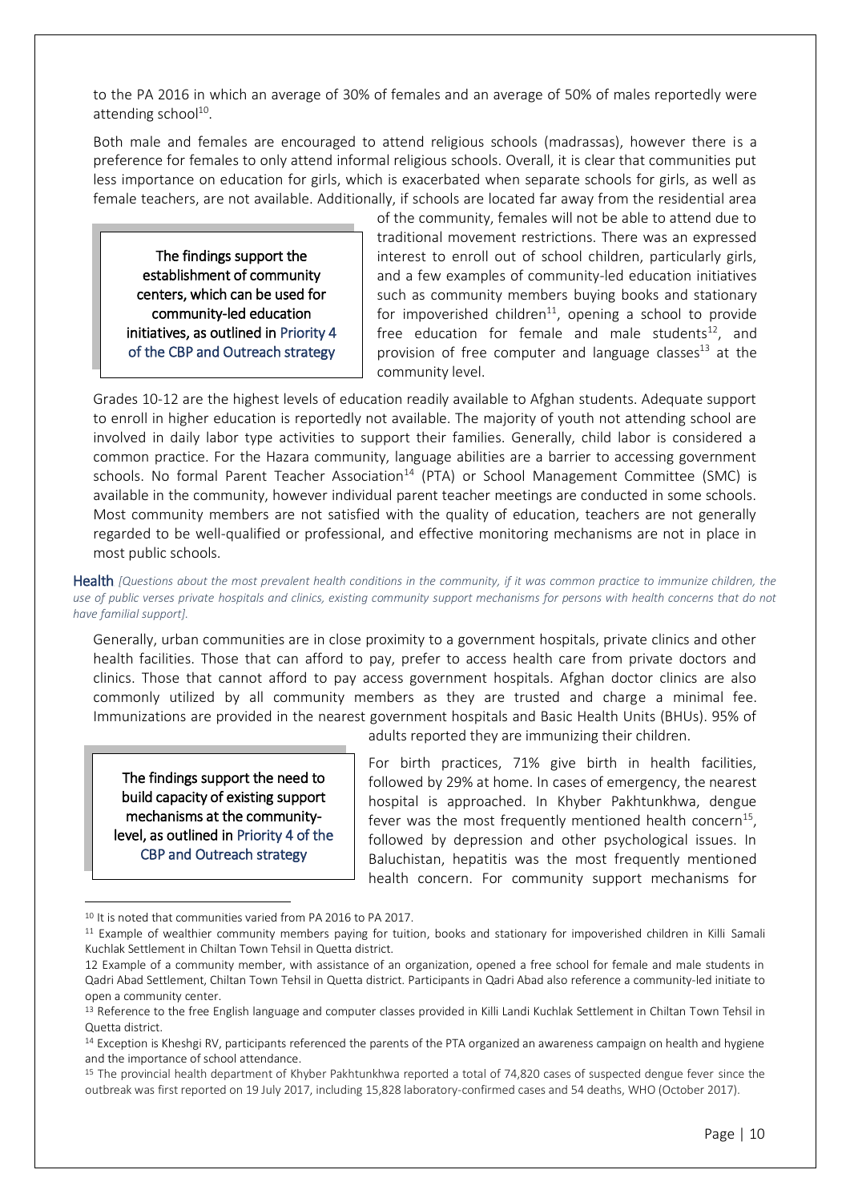to the PA 2016 in which an average of 30% of females and an average of 50% of males reportedly were attending school[10].

Both male and females are encouraged to attend religious schools (madrassas), however there is a preference for females to only attend informal religious schools. Overall, it is clear that communities put less importance on education for girls, which is exacerbated when separate schools for girls, as well as female teachers, are not available. Additionally, if schools are located far away from the residential area of the community, females will not be able to attend due to traditional movement restrictions. There was an expressed interest to enroll out of school children, particularly girls, and a few examples of community-led education initiatives such as community members buying books and stationary for impoverished children[11], opening a school to provide free education for female and male students[12], and provision of free computer and language classes[13] at the community level.

> The findings support the establishment of community centers, which can be used for community-led education initiatives, as outlined in Priority 4 of the CBP and Outreach strategy

Grades 10-12 are the highest levels of education readily available to Afghan students. Adequate support to enroll in higher education is reportedly not available. The majority of youth not attending school are involved in daily labor type activities to support their families. Generally, child labor is considered a common practice. For the Hazara community, language abilities are a barrier to accessing government schools. No formal Parent Teacher Association[14] (PTA) or School Management Committee (SMC) is available in the community, however individual parent teacher meetings are conducted in some schools. Most community members are not satisfied with the quality of education, teachers are not generally regarded to be well-qualified or professional, and effective monitoring mechanisms are not in place in most public schools.

**Health** *[Questions about the most prevalent health conditions in the community, if it was common practice to immunize children, the use of public verses private hospitals and clinics, existing community support mechanisms for persons with health concerns that do not have familial support].*

Generally, urban communities are in close proximity to a government hospitals, private clinics and other health facilities. Those that can afford to pay, prefer to access health care from private doctors and clinics. Those that cannot afford to pay access government hospitals. Afghan doctor clinics are also commonly utilized by all community members as they are trusted and charge a minimal fee. Immunizations are provided in the nearest government hospitals and Basic Health Units (BHUs). 95% of adults reported they are immunizing their children.

For birth practices, 71% give birth in health facilities, followed by 29% at home. In cases of emergency, the nearest hospital is approached. In Khyber Pakhtunkhwa, dengue fever was the most frequently mentioned health concern[15], followed by depression and other psychological issues. In Baluchistan, hepatitis was the most frequently mentioned health concern. For community support mechanisms for

> The findings support the need to build capacity of existing support mechanisms at the community-level, as outlined in Priority 4 of the CBP and Outreach strategy

---

[10] It is noted that communities varied from PA 2016 to PA 2017.

[11] Example of wealthier community members paying for tuition, books and stationary for impoverished children in Killi Samali Kuchlak Settlement in Chiltan Town Tehsil in Quetta district.

12 Example of a community member, with assistance of an organization, opened a free school for female and male students in Qadri Abad Settlement, Chiltan Town Tehsil in Quetta district. Participants in Qadri Abad also reference a community-led initiate to open a community center.

[13] Reference to the free English language and computer classes provided in Killi Landi Kuchlak Settlement in Chiltan Town Tehsil in Quetta district.

[14] Exception is Kheshgi RV, participants referenced the parents of the PTA organized an awareness campaign on health and hygiene and the importance of school attendance.

[15] The provincial health department of Khyber Pakhtunkhwa reported a total of 74,820 cases of suspected dengue fever since the outbreak was first reported on 19 July 2017, including 15,828 laboratory-confirmed cases and 54 deaths, WHO (October 2017).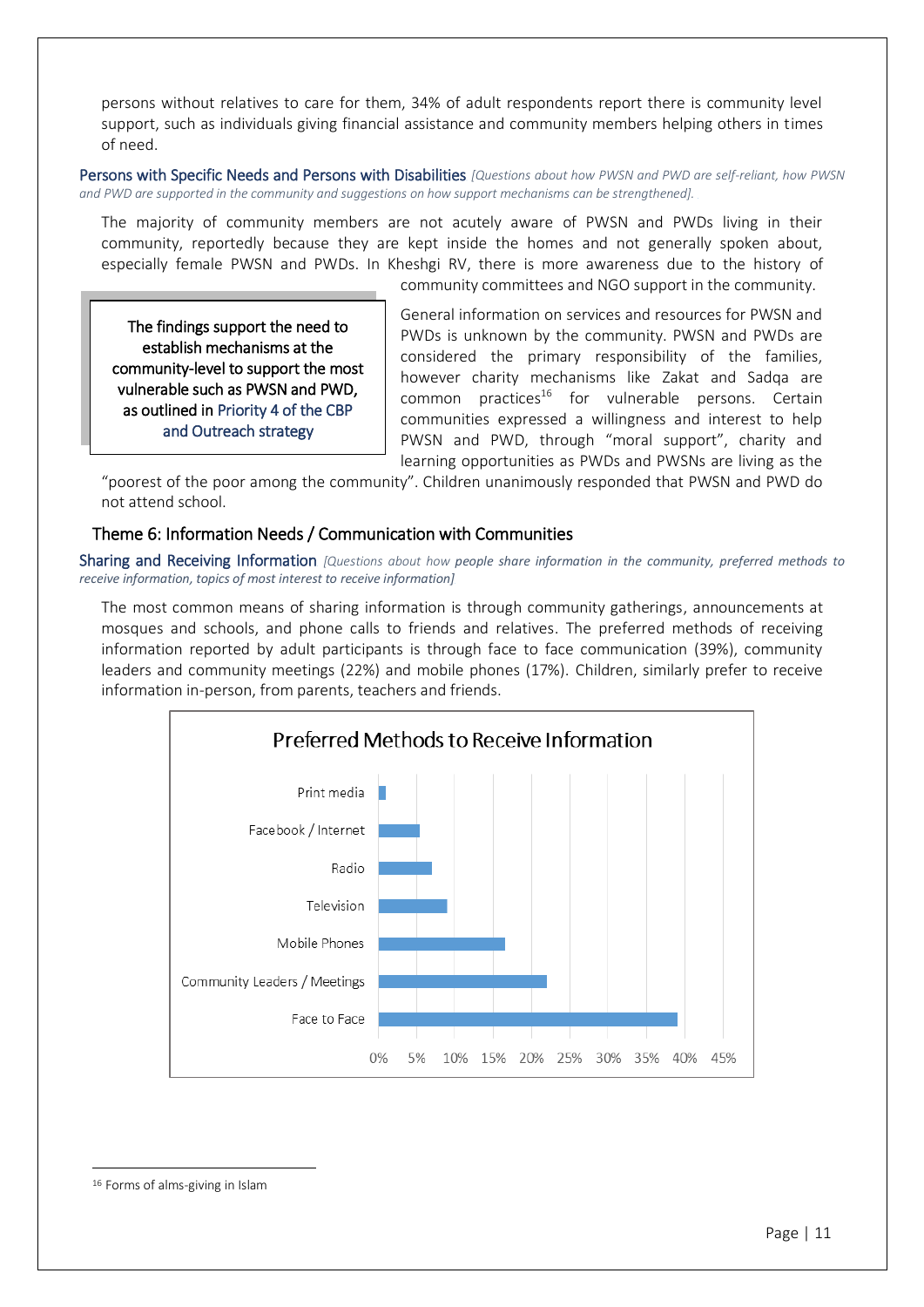persons without relatives to care for them, 34% of adult respondents report there is community level support, such as individuals giving financial assistance and community members helping others in times of need.

**Persons with Specific Needs and Persons with Disabilities** *[Questions about how PWSN and PWD are self-reliant, how PWSN and PWD are supported in the community and suggestions on how support mechanisms can be strengthened].*

The majority of community members are not acutely aware of PWSN and PWDs living in their community, reportedly because they are kept inside the homes and not generally spoken about, especially female PWSN and PWDs. In Kheshgi RV, there is more awareness due to the history of community committees and NGO support in the community.

> The findings support the need to establish mechanisms at the community-level to support the most vulnerable such as PWSN and PWD, as outlined in Priority 4 of the CBP and Outreach strategy

General information on services and resources for PWSN and PWDs is unknown by the community. PWSN and PWDs are considered the primary responsibility of the families, however charity mechanisms like Zakat and Sadqa are common practices[16] for vulnerable persons. Certain communities expressed a willingness and interest to help PWSN and PWD, through "moral support", charity and learning opportunities as PWDs and PWSNs are living as the "poorest of the poor among the community". Children unanimously responded that PWSN and PWD do not attend school.

## Theme 6: Information Needs / Communication with Communities

**Sharing and Receiving Information** *[Questions about how people share information in the community, preferred methods to receive information, topics of most interest to receive information]*

The most common means of sharing information is through community gatherings, announcements at mosques and schools, and phone calls to friends and relatives. The preferred methods of receiving information reported by adult participants is through face to face communication (39%), community leaders and community meetings (22%) and mobile phones (17%). Children, similarly prefer to receive information in-person, from parents, teachers and friends.

Preferred Methods to Receive Information

Print media
Facebook / Internet
Radio
Television
Mobile Phones
Community Leaders / Meetings
Face to Face

0% 5% 10% 15% 20% 25% 30% 35% 40% 45%

[16] Forms of alms-giving in Islam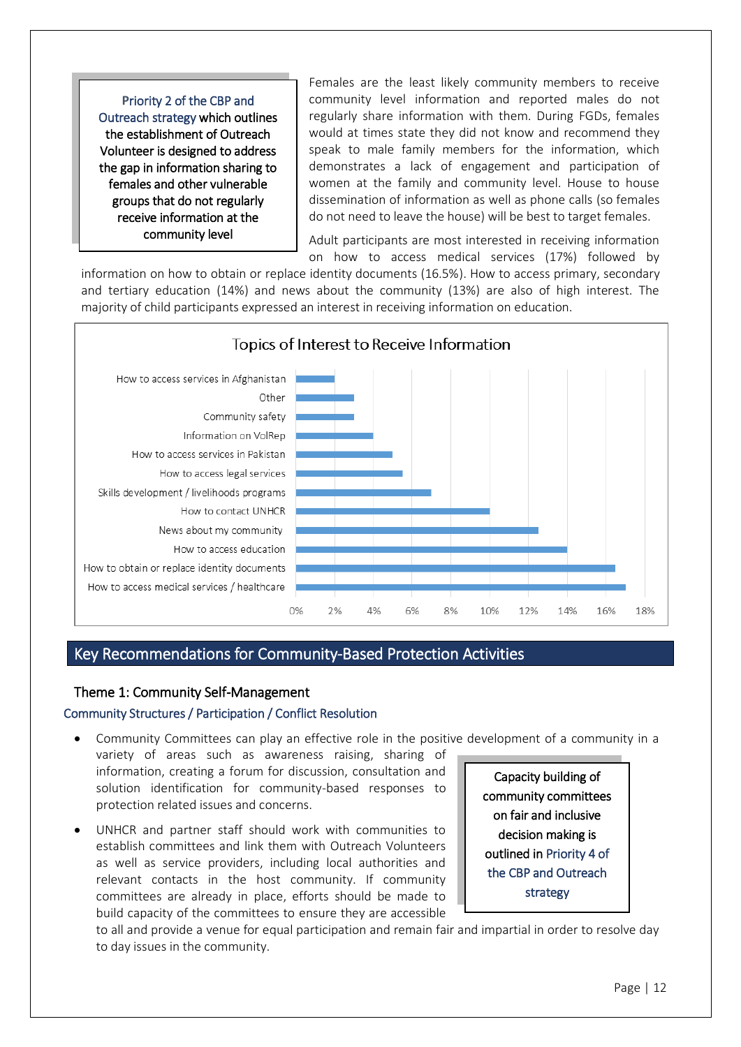> Priority 2 of the CBP and Outreach strategy which outlines the establishment of Outreach Volunteer is designed to address the gap in information sharing to females and other vulnerable groups that do not regularly receive information at the community level

Females are the least likely community members to receive community level information and reported males do not regularly share information with them. During FGDs, females would at times state they did not know and recommend they speak to male family members for the information, which demonstrates a lack of engagement and participation of women at the family and community level. House to house dissemination of information as well as phone calls (so females do not need to leave the house) will be best to target females.

Adult participants are most interested in receiving information on how to access medical services (17%) followed by information on how to obtain or replace identity documents (16.5%). How to access primary, secondary and tertiary education (14%) and news about the community (13%) are also of high interest. The majority of child participants expressed an interest in receiving information on education.

Topics of Interest to Receive Information

How to access services in Afghanistan
Other
Community safety
Information on VolRep
How to access services in Pakistan
How to access legal services
Skills development / livelihoods programs
How to contact UNHCR
News about my community
How to access education
How to obtain or replace identity documents
How to access medical services / healthcare

0% 2% 4% 6% 8% 10% 12% 14% 16% 18%

## Key Recommendations for Community-Based Protection Activities

### Theme 1: Community Self-Management

#### Community Structures / Participation / Conflict Resolution

- Community Committees can play an effective role in the positive development of a community in a variety of areas such as awareness raising, sharing of information, creating a forum for discussion, consultation and solution identification for community-based responses to protection related issues and concerns.
- UNHCR and partner staff should work with communities to establish committees and link them with Outreach Volunteers as well as service providers, including local authorities and relevant contacts in the host community. If community committees are already in place, efforts should be made to build capacity of the committees to ensure they are accessible to all and provide a venue for equal participation and remain fair and impartial in order to resolve day to day issues in the community.

> Capacity building of community committees on fair and inclusive decision making is outlined in Priority 4 of the CBP and Outreach strategy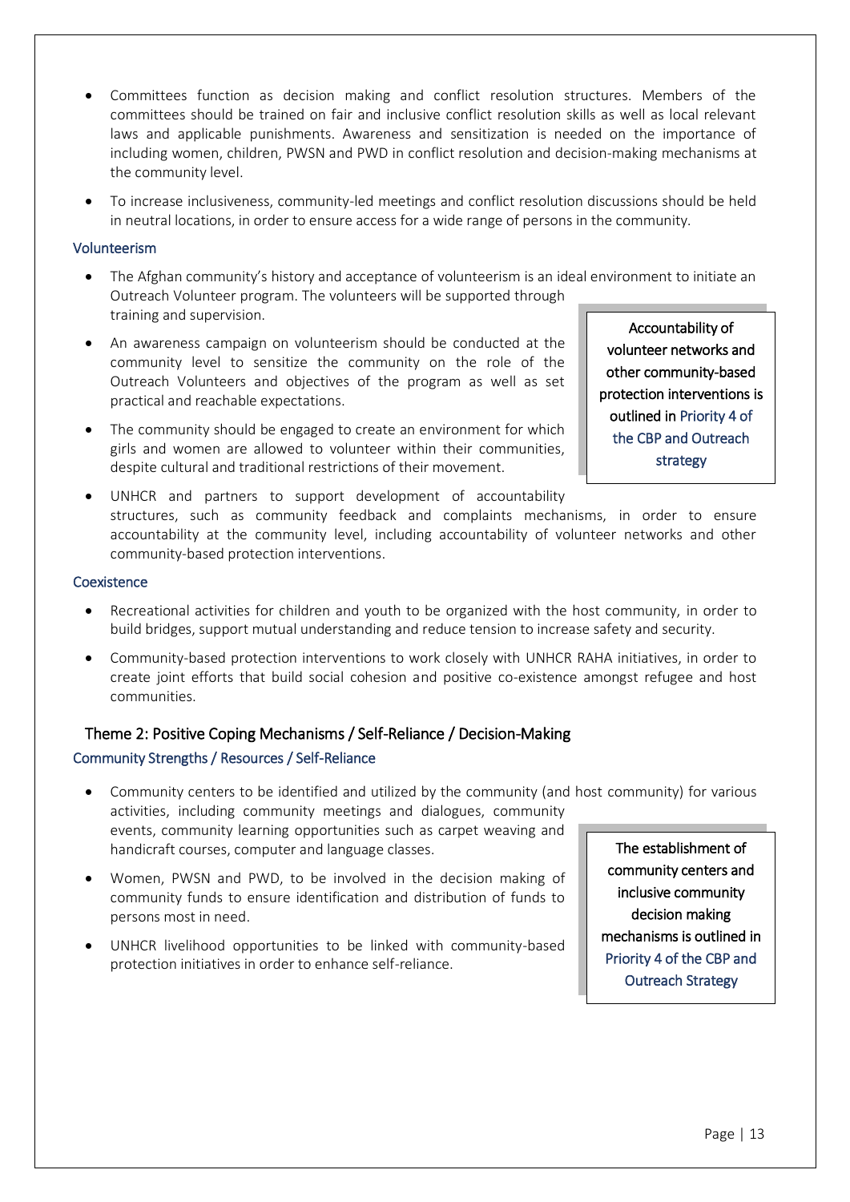- Committees function as decision making and conflict resolution structures. Members of the committees should be trained on fair and inclusive conflict resolution skills as well as local relevant laws and applicable punishments. Awareness and sensitization is needed on the importance of including women, children, PWSN and PWD in conflict resolution and decision-making mechanisms at the community level.
- To increase inclusiveness, community-led meetings and conflict resolution discussions should be held in neutral locations, in order to ensure access for a wide range of persons in the community.

### Volunteerism

- The Afghan community's history and acceptance of volunteerism is an ideal environment to initiate an Outreach Volunteer program. The volunteers will be supported through training and supervision.
- An awareness campaign on volunteerism should be conducted at the community level to sensitize the community on the role of the Outreach Volunteers and objectives of the program as well as set practical and reachable expectations.
- The community should be engaged to create an environment for which girls and women are allowed to volunteer within their communities, despite cultural and traditional restrictions of their movement.
- UNHCR and partners to support development of accountability structures, such as community feedback and complaints mechanisms, in order to ensure accountability at the community level, including accountability of volunteer networks and other community-based protection interventions.

> Accountability of volunteer networks and other community-based protection interventions is outlined in Priority 4 of the CBP and Outreach strategy

### Coexistence

- Recreational activities for children and youth to be organized with the host community, in order to build bridges, support mutual understanding and reduce tension to increase safety and security.
- Community-based protection interventions to work closely with UNHCR RAHA initiatives, in order to create joint efforts that build social cohesion and positive co-existence amongst refugee and host communities.

## Theme 2: Positive Coping Mechanisms / Self-Reliance / Decision-Making

### Community Strengths / Resources / Self-Reliance

- Community centers to be identified and utilized by the community (and host community) for various activities, including community meetings and dialogues, community events, community learning opportunities such as carpet weaving and handicraft courses, computer and language classes.
- Women, PWSN and PWD, to be involved in the decision making of community funds to ensure identification and distribution of funds to persons most in need.
- UNHCR livelihood opportunities to be linked with community-based protection initiatives in order to enhance self-reliance.

> The establishment of community centers and inclusive community decision making mechanisms is outlined in Priority 4 of the CBP and Outreach Strategy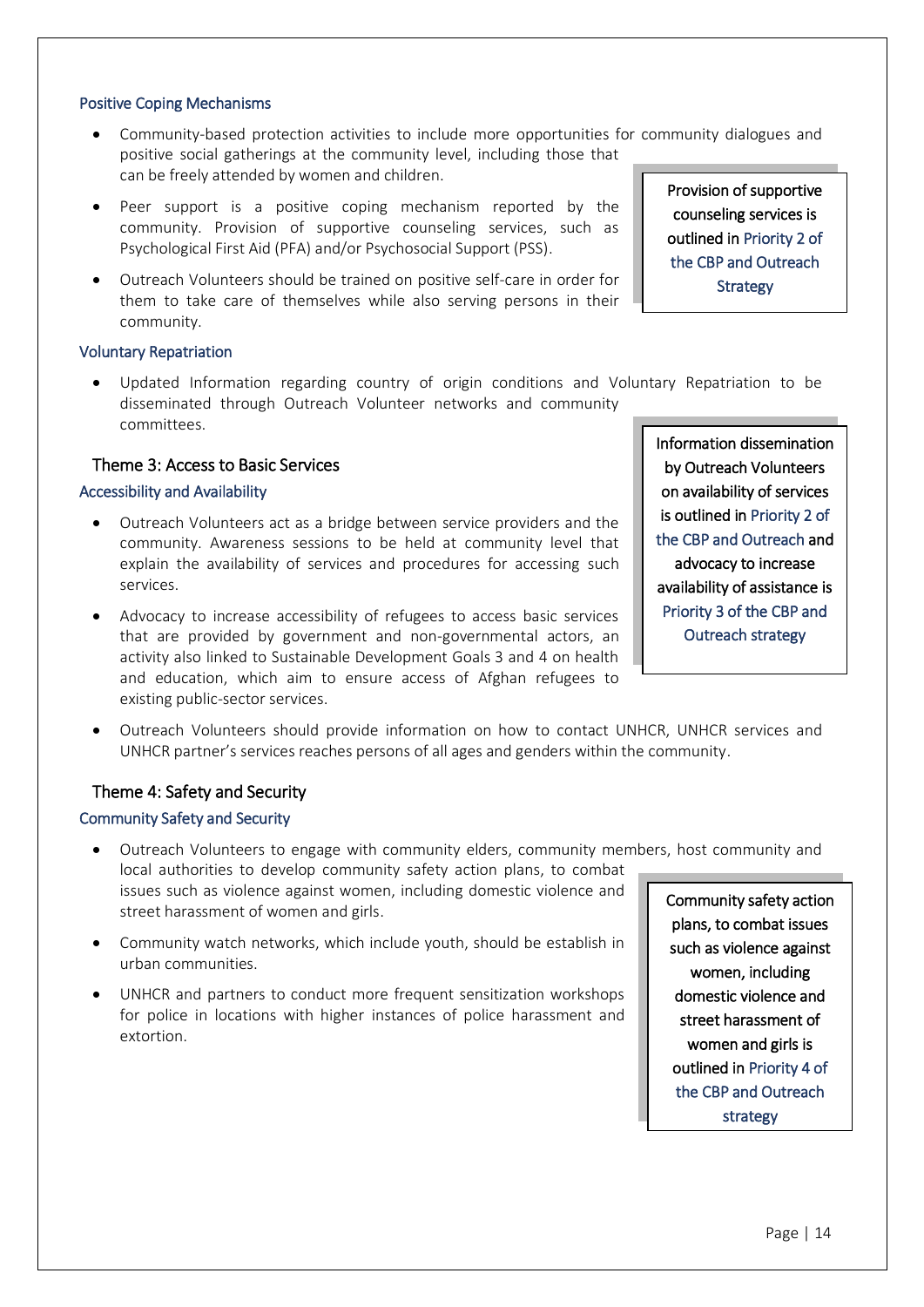### Positive Coping Mechanisms

- Community-based protection activities to include more opportunities for community dialogues and positive social gatherings at the community level, including those that can be freely attended by women and children.
- Peer support is a positive coping mechanism reported by the community. Provision of supportive counseling services, such as Psychological First Aid (PFA) and/or Psychosocial Support (PSS).
- Outreach Volunteers should be trained on positive self-care in order for them to take care of themselves while also serving persons in their community.

> Provision of supportive counseling services is outlined in Priority 2 of the CBP and Outreach Strategy

### Voluntary Repatriation

- Updated Information regarding country of origin conditions and Voluntary Repatriation to be disseminated through Outreach Volunteer networks and community committees.

## Theme 3: Access to Basic Services

### Accessibility and Availability

- Outreach Volunteers act as a bridge between service providers and the community. Awareness sessions to be held at community level that explain the availability of services and procedures for accessing such services.
- Advocacy to increase accessibility of refugees to access basic services that are provided by government and non-governmental actors, an activity also linked to Sustainable Development Goals 3 and 4 on health and education, which aim to ensure access of Afghan refugees to existing public-sector services.
- Outreach Volunteers should provide information on how to contact UNHCR, UNHCR services and UNHCR partner's services reaches persons of all ages and genders within the community.

> Information dissemination by Outreach Volunteers on availability of services is outlined in Priority 2 of the CBP and Outreach and advocacy to increase availability of assistance is Priority 3 of the CBP and Outreach strategy

## Theme 4: Safety and Security

### Community Safety and Security

- Outreach Volunteers to engage with community elders, community members, host community and local authorities to develop community safety action plans, to combat issues such as violence against women, including domestic violence and street harassment of women and girls.
- Community watch networks, which include youth, should be establish in urban communities.
- UNHCR and partners to conduct more frequent sensitization workshops for police in locations with higher instances of police harassment and extortion.

> Community safety action plans, to combat issues such as violence against women, including domestic violence and street harassment of women and girls is outlined in Priority 4 of the CBP and Outreach strategy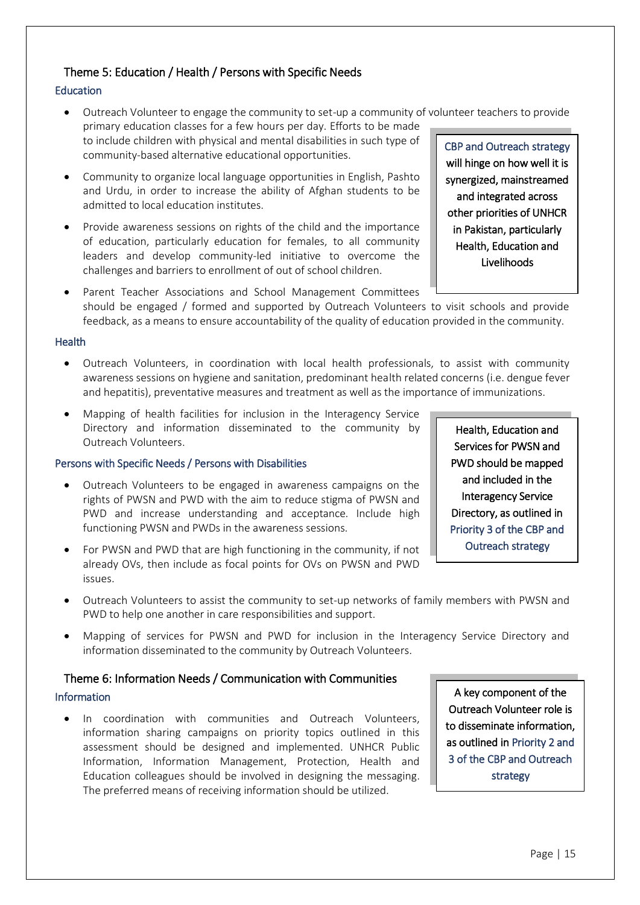## Theme 5: Education / Health / Persons with Specific Needs

### Education

- Outreach Volunteer to engage the community to set-up a community of volunteer teachers to provide primary education classes for a few hours per day. Efforts to be made to include children with physical and mental disabilities in such type of community-based alternative educational opportunities.
- Community to organize local language opportunities in English, Pashto and Urdu, in order to increase the ability of Afghan students to be admitted to local education institutes.
- Provide awareness sessions on rights of the child and the importance of education, particularly education for females, to all community leaders and develop community-led initiative to overcome the challenges and barriers to enrollment of out of school children.
- Parent Teacher Associations and School Management Committees should be engaged / formed and supported by Outreach Volunteers to visit schools and provide feedback, as a means to ensure accountability of the quality of education provided in the community.

> CBP and Outreach strategy will hinge on how well it is synergized, mainstreamed and integrated across other priorities of UNHCR in Pakistan, particularly Health, Education and Livelihoods

### Health

- Outreach Volunteers, in coordination with local health professionals, to assist with community awareness sessions on hygiene and sanitation, predominant health related concerns (i.e. dengue fever and hepatitis), preventative measures and treatment as well as the importance of immunizations.
- Mapping of health facilities for inclusion in the Interagency Service Directory and information disseminated to the community by Outreach Volunteers.

> Health, Education and Services for PWSN and PWD should be mapped and included in the Interagency Service Directory, as outlined in Priority 3 of the CBP and Outreach strategy

### Persons with Specific Needs / Persons with Disabilities

- Outreach Volunteers to be engaged in awareness campaigns on the rights of PWSN and PWD with the aim to reduce stigma of PWSN and PWD and increase understanding and acceptance. Include high functioning PWSN and PWDs in the awareness sessions.
- For PWSN and PWD that are high functioning in the community, if not already OVs, then include as focal points for OVs on PWSN and PWD issues.
- Outreach Volunteers to assist the community to set-up networks of family members with PWSN and PWD to help one another in care responsibilities and support.
- Mapping of services for PWSN and PWD for inclusion in the Interagency Service Directory and information disseminated to the community by Outreach Volunteers.

## Theme 6: Information Needs / Communication with Communities

### Information

- In coordination with communities and Outreach Volunteers, information sharing campaigns on priority topics outlined in this assessment should be designed and implemented. UNHCR Public Information, Information Management, Protection, Health and Education colleagues should be involved in designing the messaging. The preferred means of receiving information should be utilized.

> A key component of the Outreach Volunteer role is to disseminate information, as outlined in Priority 2 and 3 of the CBP and Outreach strategy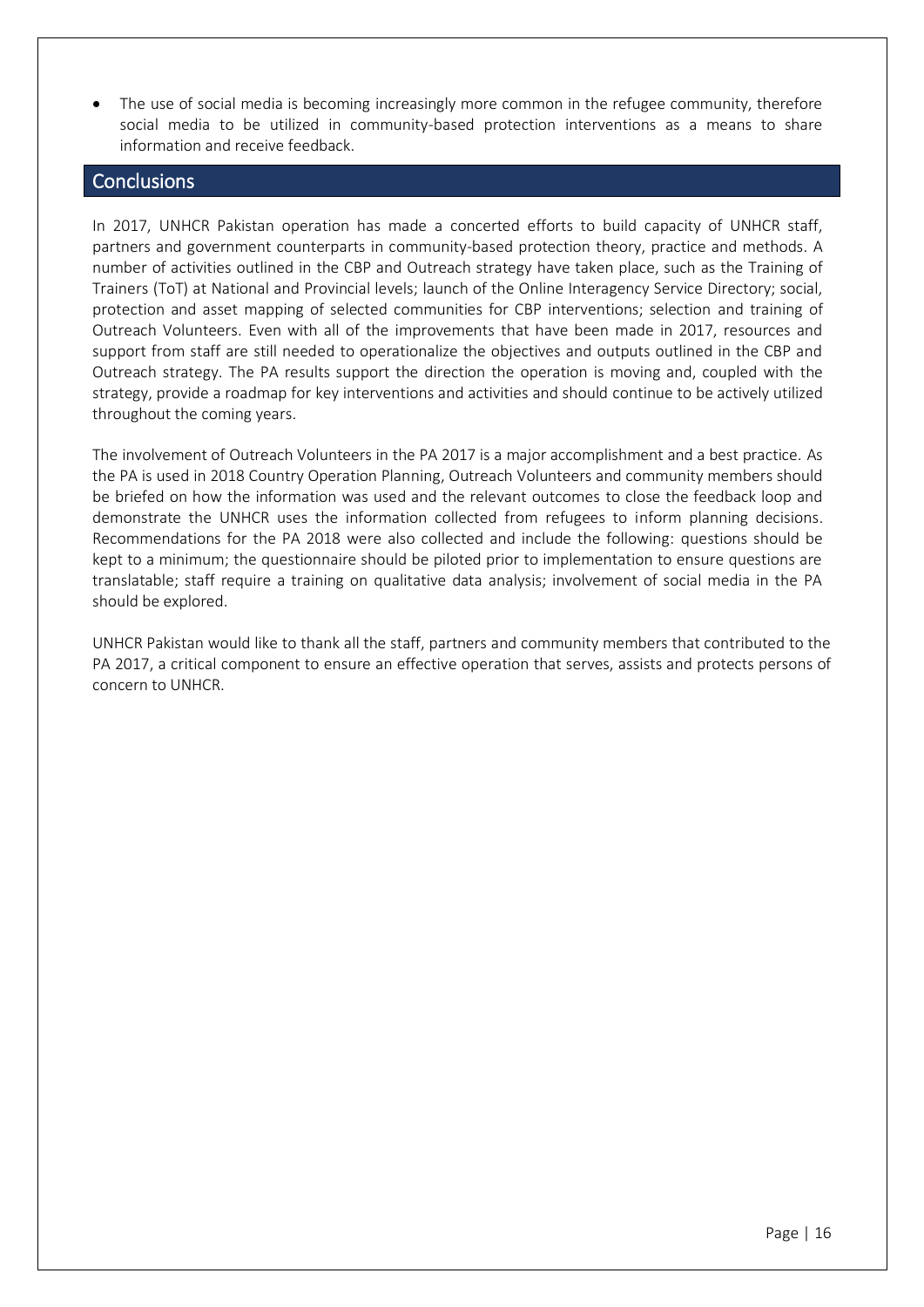- The use of social media is becoming increasingly more common in the refugee community, therefore social media to be utilized in community-based protection interventions as a means to share information and receive feedback.

## Conclusions

In 2017, UNHCR Pakistan operation has made a concerted efforts to build capacity of UNHCR staff, partners and government counterparts in community-based protection theory, practice and methods. A number of activities outlined in the CBP and Outreach strategy have taken place, such as the Training of Trainers (ToT) at National and Provincial levels; launch of the Online Interagency Service Directory; social, protection and asset mapping of selected communities for CBP interventions; selection and training of Outreach Volunteers. Even with all of the improvements that have been made in 2017, resources and support from staff are still needed to operationalize the objectives and outputs outlined in the CBP and Outreach strategy. The PA results support the direction the operation is moving and, coupled with the strategy, provide a roadmap for key interventions and activities and should continue to be actively utilized throughout the coming years.

The involvement of Outreach Volunteers in the PA 2017 is a major accomplishment and a best practice. As the PA is used in 2018 Country Operation Planning, Outreach Volunteers and community members should be briefed on how the information was used and the relevant outcomes to close the feedback loop and demonstrate the UNHCR uses the information collected from refugees to inform planning decisions. Recommendations for the PA 2018 were also collected and include the following: questions should be kept to a minimum; the questionnaire should be piloted prior to implementation to ensure questions are translatable; staff require a training on qualitative data analysis; involvement of social media in the PA should be explored.

UNHCR Pakistan would like to thank all the staff, partners and community members that contributed to the PA 2017, a critical component to ensure an effective operation that serves, assists and protects persons of concern to UNHCR.